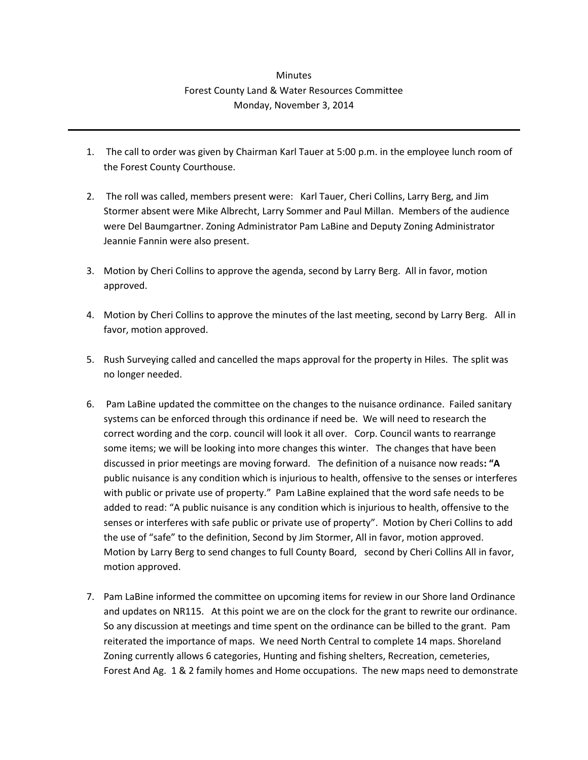Minutes

Forest County Land & Water Resources Committee

Monday, November 3, 2014

---

1. The call to order was given by Chairman Karl Tauer at 5:00 p.m. in the employee lunch room of the Forest County Courthouse.

2. The roll was called, members present were: Karl Tauer, Cheri Collins, Larry Berg, and Jim Stormer absent were Mike Albrecht, Larry Sommer and Paul Millan. Members of the audience were Del Baumgartner. Zoning Administrator Pam LaBine and Deputy Zoning Administrator Jeannie Fannin were also present.

3. Motion by Cheri Collins to approve the agenda, second by Larry Berg. All in favor, motion approved.

4. Motion by Cheri Collins to approve the minutes of the last meeting, second by Larry Berg. All in favor, motion approved.

5. Rush Surveying called and cancelled the maps approval for the property in Hiles. The split was no longer needed.

6. Pam LaBine updated the committee on the changes to the nuisance ordinance. Failed sanitary systems can be enforced through this ordinance if need be. We will need to research the correct wording and the corp. council will look it all over. Corp. Council wants to rearrange some items; we will be looking into more changes this winter. The changes that have been discussed in prior meetings are moving forward. The definition of a nuisance now reads**: "A** public nuisance is any condition which is injurious to health, offensive to the senses or interferes with public or private use of property." Pam LaBine explained that the word safe needs to be added to read: "A public nuisance is any condition which is injurious to health, offensive to the senses or interferes with safe public or private use of property". Motion by Cheri Collins to add the use of "safe" to the definition, Second by Jim Stormer, All in favor, motion approved. Motion by Larry Berg to send changes to full County Board, second by Cheri Collins All in favor, motion approved.

7. Pam LaBine informed the committee on upcoming items for review in our Shore land Ordinance and updates on NR115. At this point we are on the clock for the grant to rewrite our ordinance. So any discussion at meetings and time spent on the ordinance can be billed to the grant. Pam reiterated the importance of maps. We need North Central to complete 14 maps. Shoreland Zoning currently allows 6 categories, Hunting and fishing shelters, Recreation, cemeteries, Forest And Ag. 1 & 2 family homes and Home occupations. The new maps need to demonstrate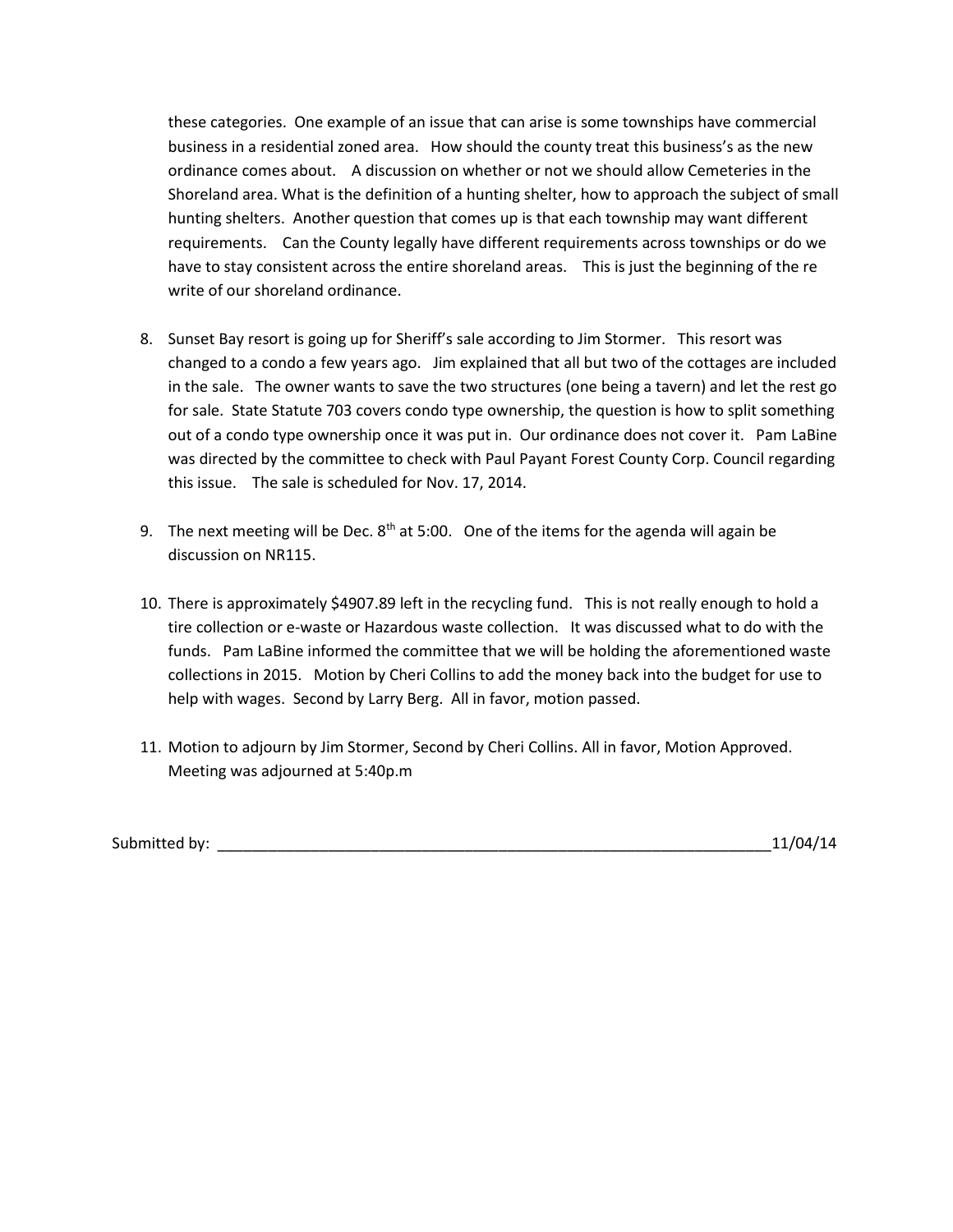these categories. One example of an issue that can arise is some townships have commercial business in a residential zoned area. How should the county treat this business's as the new ordinance comes about. A discussion on whether or not we should allow Cemeteries in the Shoreland area. What is the definition of a hunting shelter, how to approach the subject of small hunting shelters. Another question that comes up is that each township may want different requirements. Can the County legally have different requirements across townships or do we have to stay consistent across the entire shoreland areas. This is just the beginning of the re write of our shoreland ordinance.

8. Sunset Bay resort is going up for Sheriff's sale according to Jim Stormer. This resort was changed to a condo a few years ago. Jim explained that all but two of the cottages are included in the sale. The owner wants to save the two structures (one being a tavern) and let the rest go for sale. State Statute 703 covers condo type ownership, the question is how to split something out of a condo type ownership once it was put in. Our ordinance does not cover it. Pam LaBine was directed by the committee to check with Paul Payant Forest County Corp. Council regarding this issue. The sale is scheduled for Nov. 17, 2014.

9. The next meeting will be Dec. 8th at 5:00. One of the items for the agenda will again be discussion on NR115.

10. There is approximately $4907.89 left in the recycling fund. This is not really enough to hold a tire collection or e-waste or Hazardous waste collection. It was discussed what to do with the funds. Pam LaBine informed the committee that we will be holding the aforementioned waste collections in 2015. Motion by Cheri Collins to add the money back into the budget for use to help with wages. Second by Larry Berg. All in favor, motion passed.

11. Motion to adjourn by Jim Stormer, Second by Cheri Collins. All in favor, Motion Approved. Meeting was adjourned at 5:40p.m

Submitted by: ____________________________________________________________________ 11/04/14